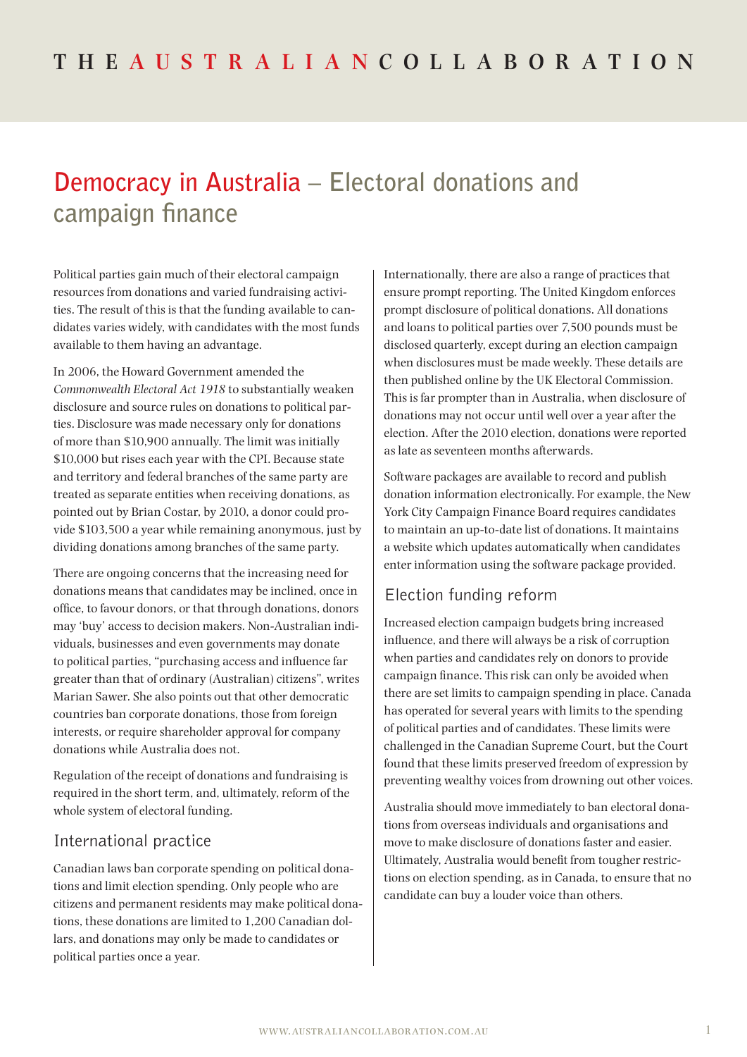THE AUSTRALIAN COLLABORATION

# Democracy in Australia – Electoral donations and campaign finance

Political parties gain much of their electoral campaign resources from donations and varied fundraising activities. The result of this is that the funding available to candidates varies widely, with candidates with the most funds available to them having an advantage.

In 2006, the Howard Government amended the *Commonwealth Electoral Act 1918* to substantially weaken disclosure and source rules on donations to political parties. Disclosure was made necessary only for donations of more than $10,900 annually. The limit was initially $10,000 but rises each year with the CPI. Because state and territory and federal branches of the same party are treated as separate entities when receiving donations, as pointed out by Brian Costar, by 2010, a donor could provide $103,500 a year while remaining anonymous, just by dividing donations among branches of the same party.

There are ongoing concerns that the increasing need for donations means that candidates may be inclined, once in office, to favour donors, or that through donations, donors may 'buy' access to decision makers. Non-Australian individuals, businesses and even governments may donate to political parties, "purchasing access and influence far greater than that of ordinary (Australian) citizens", writes Marian Sawer. She also points out that other democratic countries ban corporate donations, those from foreign interests, or require shareholder approval for company donations while Australia does not.

Regulation of the receipt of donations and fundraising is required in the short term, and, ultimately, reform of the whole system of electoral funding.

## International practice

Canadian laws ban corporate spending on political donations and limit election spending. Only people who are citizens and permanent residents may make political donations, these donations are limited to 1,200 Canadian dollars, and donations may only be made to candidates or political parties once a year.

Internationally, there are also a range of practices that ensure prompt reporting. The United Kingdom enforces prompt disclosure of political donations. All donations and loans to political parties over 7,500 pounds must be disclosed quarterly, except during an election campaign when disclosures must be made weekly. These details are then published online by the UK Electoral Commission. This is far prompter than in Australia, when disclosure of donations may not occur until well over a year after the election. After the 2010 election, donations were reported as late as seventeen months afterwards.

Software packages are available to record and publish donation information electronically. For example, the New York City Campaign Finance Board requires candidates to maintain an up-to-date list of donations. It maintains a website which updates automatically when candidates enter information using the software package provided.

## Election funding reform

Increased election campaign budgets bring increased influence, and there will always be a risk of corruption when parties and candidates rely on donors to provide campaign finance. This risk can only be avoided when there are set limits to campaign spending in place. Canada has operated for several years with limits to the spending of political parties and of candidates. These limits were challenged in the Canadian Supreme Court, but the Court found that these limits preserved freedom of expression by preventing wealthy voices from drowning out other voices.

Australia should move immediately to ban electoral donations from overseas individuals and organisations and move to make disclosure of donations faster and easier. Ultimately, Australia would benefit from tougher restrictions on election spending, as in Canada, to ensure that no candidate can buy a louder voice than others.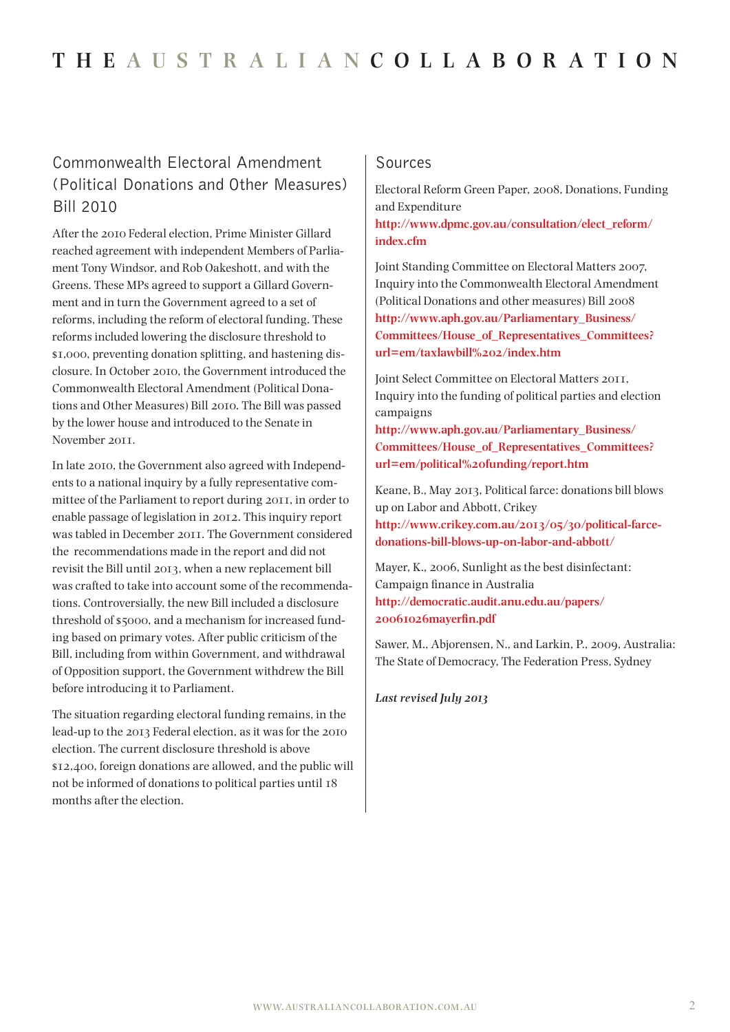## Commonwealth Electoral Amendment (Political Donations and Other Measures) Bill 2010

After the 2010 Federal election, Prime Minister Gillard reached agreement with independent Members of Parliament Tony Windsor, and Rob Oakeshott, and with the Greens. These MPs agreed to support a Gillard Government and in turn the Government agreed to a set of reforms, including the reform of electoral funding. These reforms included lowering the disclosure threshold to $1,000, preventing donation splitting, and hastening disclosure. In October 2010, the Government introduced the Commonwealth Electoral Amendment (Political Donations and Other Measures) Bill 2010. The Bill was passed by the lower house and introduced to the Senate in November 2011.

In late 2010, the Government also agreed with Independents to a national inquiry by a fully representative committee of the Parliament to report during 2011, in order to enable passage of legislation in 2012. This inquiry report was tabled in December 2011. The Government considered the recommendations made in the report and did not revisit the Bill until 2013, when a new replacement bill was crafted to take into account some of the recommendations. Controversially, the new Bill included a disclosure threshold of $5000, and a mechanism for increased funding based on primary votes. After public criticism of the Bill, including from within Government, and withdrawal of Opposition support, the Government withdrew the Bill before introducing it to Parliament.

The situation regarding electoral funding remains, in the lead-up to the 2013 Federal election, as it was for the 2010 election. The current disclosure threshold is above $12,400, foreign donations are allowed, and the public will not be informed of donations to political parties until 18 months after the election.

## Sources

Electoral Reform Green Paper, 2008, Donations, Funding and Expenditure
**http://www.dpmc.gov.au/consultation/elect_reform/index.cfm**

Joint Standing Committee on Electoral Matters 2007, Inquiry into the Commonwealth Electoral Amendment (Political Donations and other measures) Bill 2008
**http://www.aph.gov.au/Parliamentary_Business/Committees/House_of_Representatives_Committees?url=em/taxlawbill%202/index.htm**

Joint Select Committee on Electoral Matters 2011, Inquiry into the funding of political parties and election campaigns
**http://www.aph.gov.au/Parliamentary_Business/Committees/House_of_Representatives_Committees?url=em/political%20funding/report.htm**

Keane, B., May 2013, Political farce: donations bill blows up on Labor and Abbott, Crikey
**http://www.crikey.com.au/2013/05/30/political-farce-donations-bill-blows-up-on-labor-and-abbott/**

Mayer, K., 2006, Sunlight as the best disinfectant: Campaign finance in Australia
**http://democratic.audit.anu.edu.au/papers/20061026mayerfin.pdf**

Sawer, M., Abjorensen, N., and Larkin, P., 2009, Australia: The State of Democracy, The Federation Press, Sydney

***Last revised July 2013***